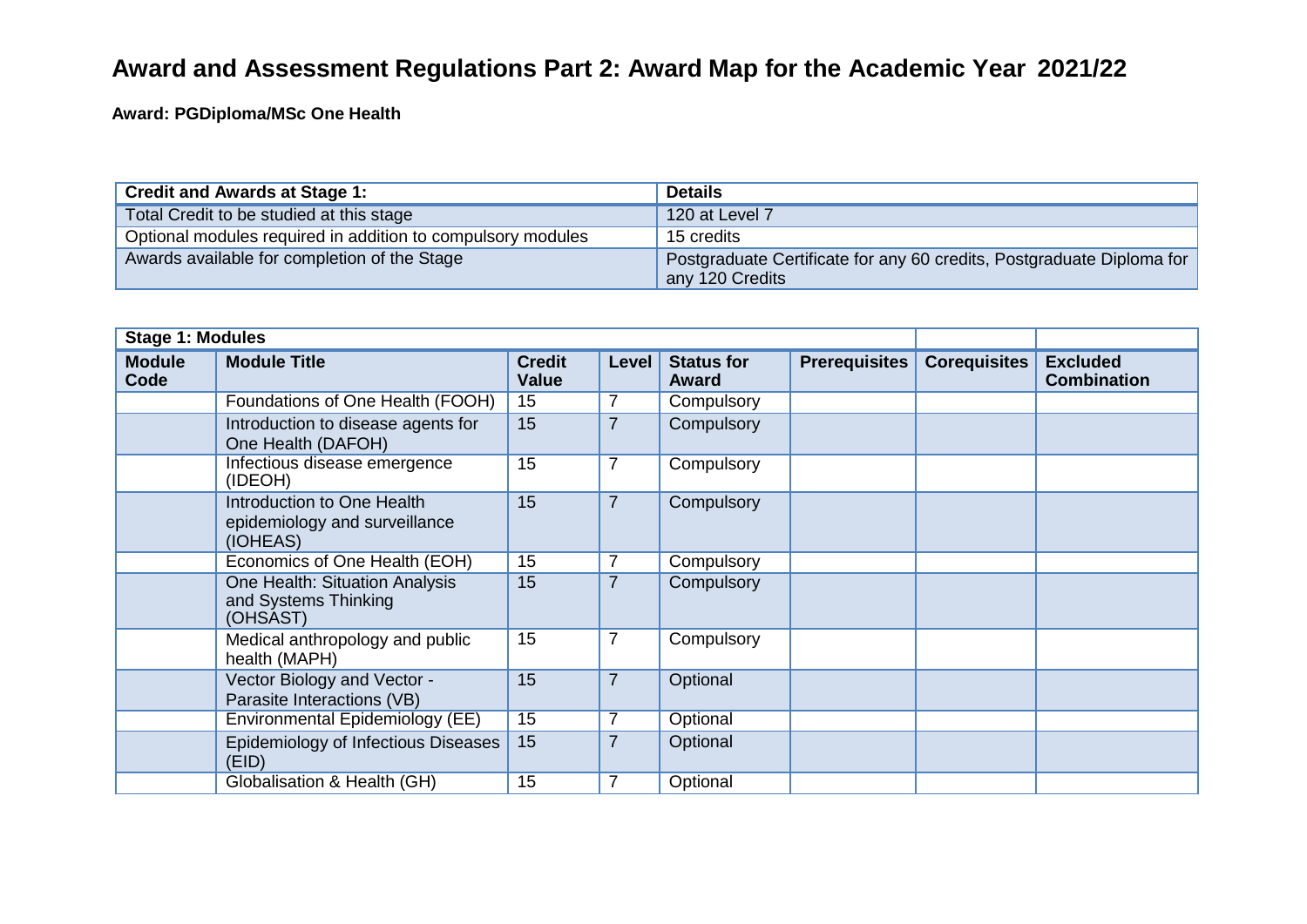# Award and Assessment Regulations Part 2: Award Map for the Academic Year 2021/22

**Award: PGDiploma/MSc One Health**

| Credit and Awards at Stage 1: | Details |
|---|---|
| Total Credit to be studied at this stage | 120 at Level 7 |
| Optional modules required in addition to compulsory modules | 15 credits |
| Awards available for completion of the Stage | Postgraduate Certificate for any 60 credits, Postgraduate Diploma for any 120 Credits |

| Stage 1: Modules | | | | | | | |
|---|---|---|---|---|---|---|---|
| **Module Code** | **Module Title** | **Credit Value** | **Level** | **Status for Award** | **Prerequisites** | **Corequisites** | **Excluded Combination** |
| | Foundations of One Health (FOOH) | 15 | 7 | Compulsory | | | |
| | Introduction to disease agents for One Health (DAFOH) | 15 | 7 | Compulsory | | | |
| | Infectious disease emergence (IDEOH) | 15 | 7 | Compulsory | | | |
| | Introduction to One Health epidemiology and surveillance (IOHEAS) | 15 | 7 | Compulsory | | | |
| | Economics of One Health (EOH) | 15 | 7 | Compulsory | | | |
| | One Health: Situation Analysis and Systems Thinking (OHSAST) | 15 | 7 | Compulsory | | | |
| | Medical anthropology and public health (MAPH) | 15 | 7 | Compulsory | | | |
| | Vector Biology and Vector - Parasite Interactions (VB) | 15 | 7 | Optional | | | |
| | Environmental Epidemiology (EE) | 15 | 7 | Optional | | | |
| | Epidemiology of Infectious Diseases (EID) | 15 | 7 | Optional | | | |
| | Globalisation & Health (GH) | 15 | 7 | Optional | | | |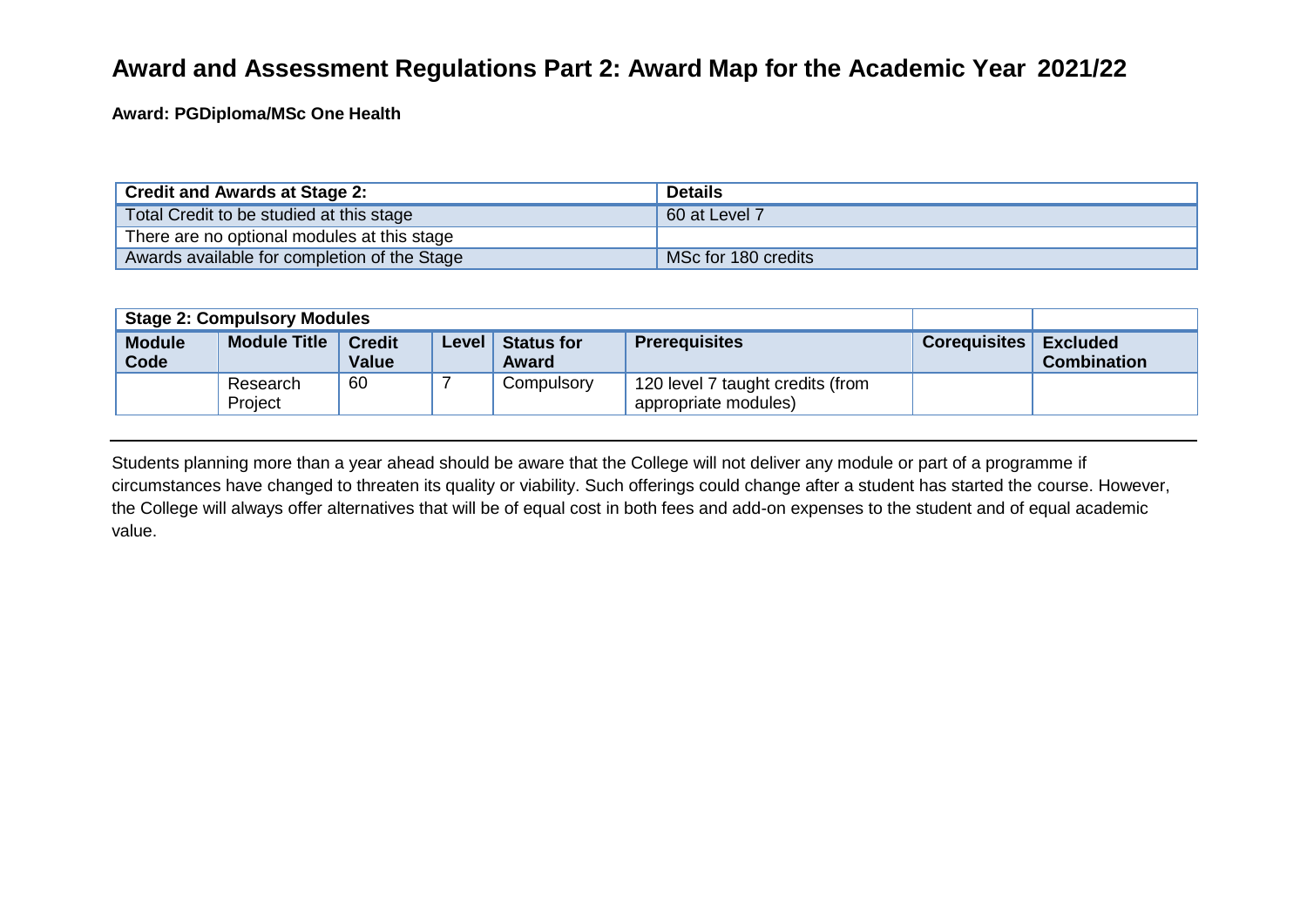# Award and Assessment Regulations Part 2: Award Map for the Academic Year 2021/22

**Award: PGDiploma/MSc One Health**

| Credit and Awards at Stage 2: | Details |
|---|---|
| Total Credit to be studied at this stage | 60 at Level 7 |
| There are no optional modules at this stage | |
| Awards available for completion of the Stage | MSc for 180 credits |

| Stage 2: Compulsory Modules | | | | | | | |
|---|---|---|---|---|---|---|---|
| **Module Code** | **Module Title** | **Credit Value** | **Level** | **Status for Award** | **Prerequisites** | **Corequisites** | **Excluded Combination** |
| | Research Project | 60 | 7 | Compulsory | 120 level 7 taught credits (from appropriate modules) | | |

Students planning more than a year ahead should be aware that the College will not deliver any module or part of a programme if circumstances have changed to threaten its quality or viability. Such offerings could change after a student has started the course. However, the College will always offer alternatives that will be of equal cost in both fees and add-on expenses to the student and of equal academic value.